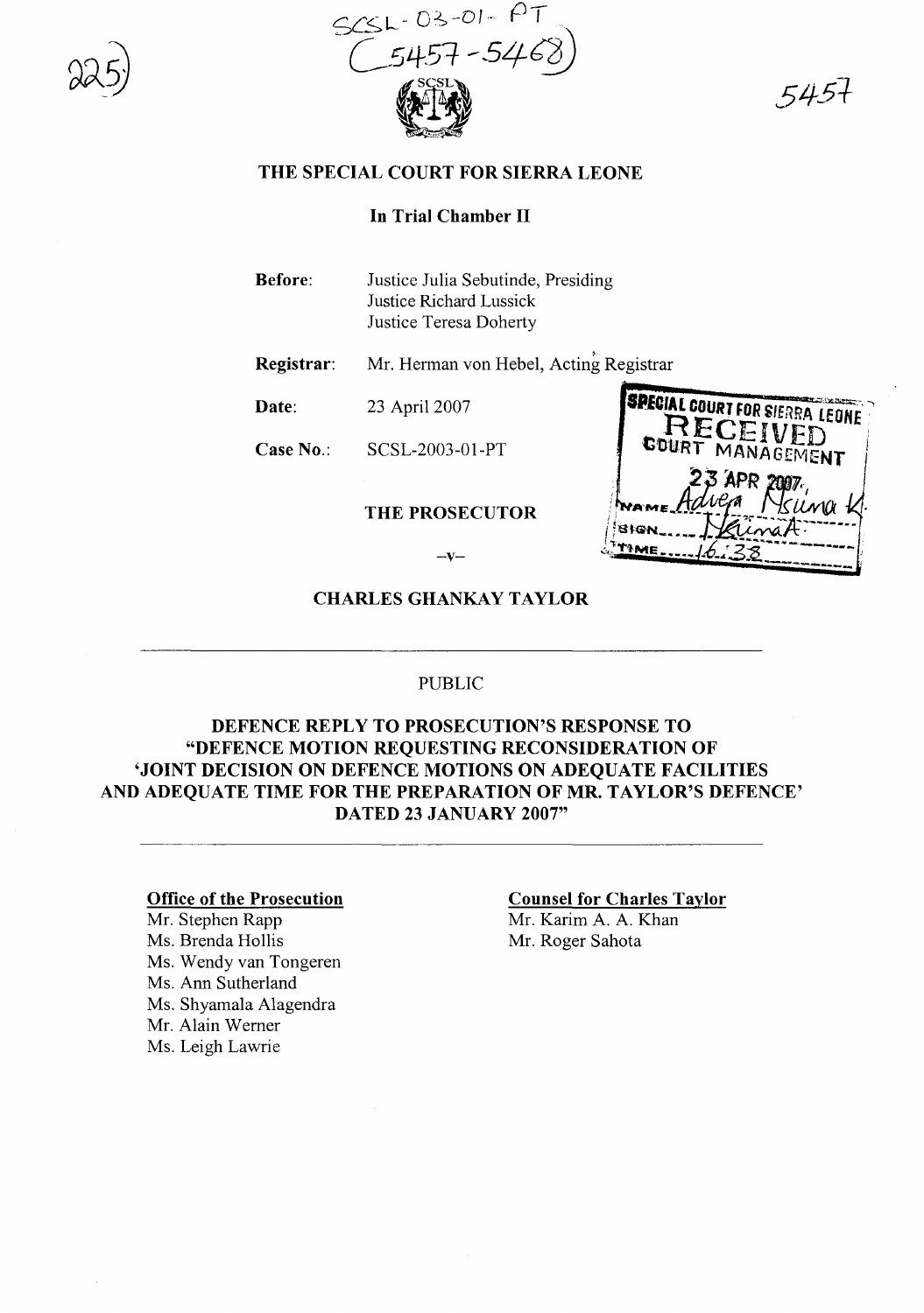SCSL-03-01-PT
(5457-5468)

# THE SPECIAL COURT FOR SIERRA LEONE

## In Trial Chamber II

**Before:** Justice Julia Sebutinde, Presiding
Justice Richard Lussick
Justice Teresa Doherty

**Registrar:** Mr. Herman von Hebel, Acting Registrar

**Date:** 23 April 2007

**Case No.:** SCSL-2003-01-PT

SPECIAL COURT FOR SIERRA LEONE
RECEIVED
COURT MANAGEMENT
23 APR 2007
NAME Advera Nsuna K.
SIGN [signature]
TIME 16:38

**THE PROSECUTOR**

–v–

**CHARLES GHANKAY TAYLOR**

PUBLIC

**DEFENCE REPLY TO PROSECUTION'S RESPONSE TO "DEFENCE MOTION REQUESTING RECONSIDERATION OF 'JOINT DECISION ON DEFENCE MOTIONS ON ADEQUATE FACILITIES AND ADEQUATE TIME FOR THE PREPARATION OF MR. TAYLOR'S DEFENCE' DATED 23 JANUARY 2007"**

**Office of the Prosecution**
Mr. Stephen Rapp
Ms. Brenda Hollis
Ms. Wendy van Tongeren
Ms. Ann Sutherland
Ms. Shyamala Alagendra
Mr. Alain Werner
Ms. Leigh Lawrie

**Counsel for Charles Taylor**
Mr. Karim A. A. Khan
Mr. Roger Sahota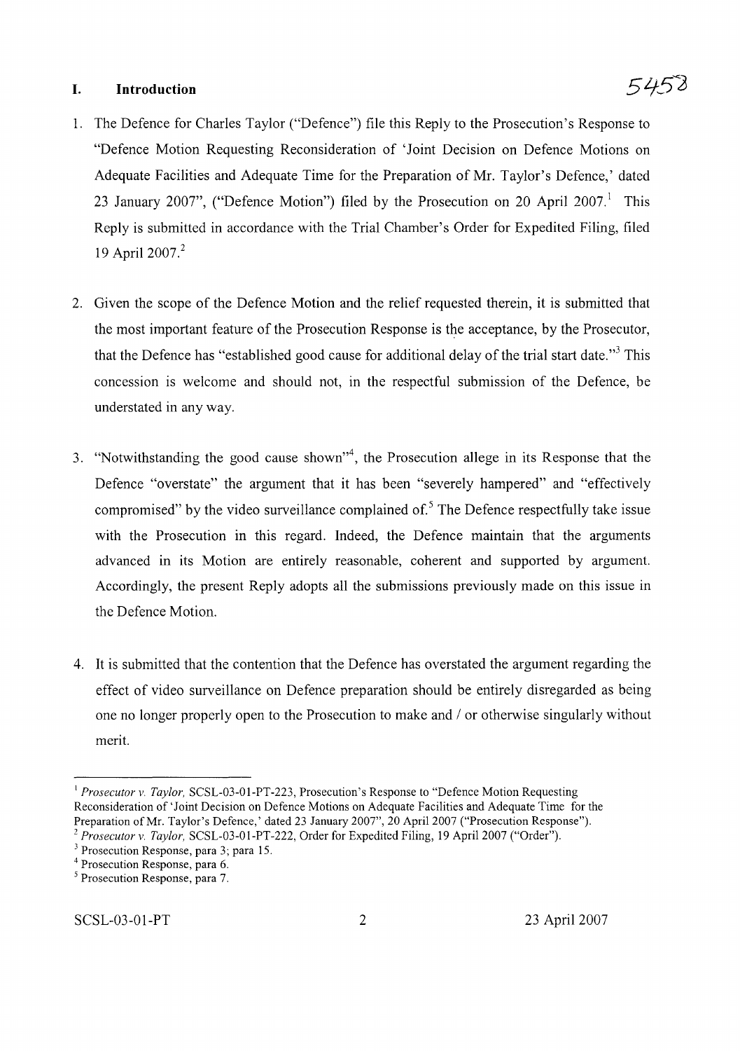## I. Introduction

1. The Defence for Charles Taylor ("Defence") file this Reply to the Prosecution's Response to "Defence Motion Requesting Reconsideration of 'Joint Decision on Defence Motions on Adequate Facilities and Adequate Time for the Preparation of Mr. Taylor's Defence,' dated 23 January 2007", ("Defence Motion") filed by the Prosecution on 20 April 2007.[1] This Reply is submitted in accordance with the Trial Chamber's Order for Expedited Filing, filed 19 April 2007.[2]

2. Given the scope of the Defence Motion and the relief requested therein, it is submitted that the most important feature of the Prosecution Response is the acceptance, by the Prosecutor, that the Defence has "established good cause for additional delay of the trial start date."[3] This concession is welcome and should not, in the respectful submission of the Defence, be understated in any way.

3. "Notwithstanding the good cause shown"[4], the Prosecution allege in its Response that the Defence "overstate" the argument that it has been "severely hampered" and "effectively compromised" by the video surveillance complained of.[5] The Defence respectfully take issue with the Prosecution in this regard. Indeed, the Defence maintain that the arguments advanced in its Motion are entirely reasonable, coherent and supported by argument. Accordingly, the present Reply adopts all the submissions previously made on this issue in the Defence Motion.

4. It is submitted that the contention that the Defence has overstated the argument regarding the effect of video surveillance on Defence preparation should be entirely disregarded as being one no longer properly open to the Prosecution to make and / or otherwise singularly without merit.

---

[1] *Prosecutor v. Taylor,* SCSL-03-01-PT-223, Prosecution's Response to "Defence Motion Requesting Reconsideration of 'Joint Decision on Defence Motions on Adequate Facilities and Adequate Time for the Preparation of Mr. Taylor's Defence,' dated 23 January 2007", 20 April 2007 ("Prosecution Response").

[2] *Prosecutor v. Taylor,* SCSL-03-01-PT-222, Order for Expedited Filing, 19 April 2007 ("Order").

[3] Prosecution Response, para 3; para 15.

[4] Prosecution Response, para 6.

[5] Prosecution Response, para 7.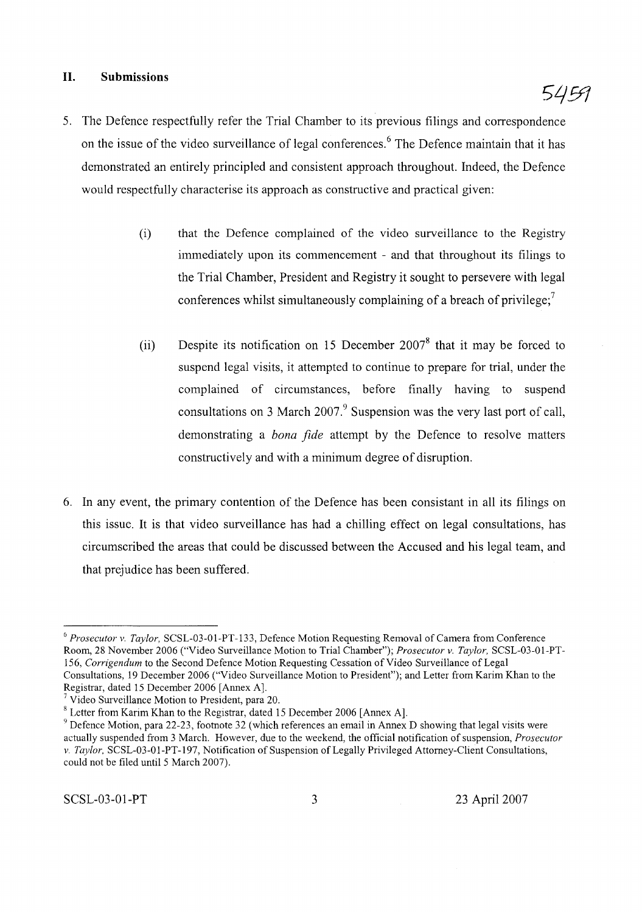## II. Submissions

5. The Defence respectfully refer the Trial Chamber to its previous filings and correspondence on the issue of the video surveillance of legal conferences.[6] The Defence maintain that it has demonstrated an entirely principled and consistent approach throughout. Indeed, the Defence would respectfully characterise its approach as constructive and practical given:

   (i) that the Defence complained of the video surveillance to the Registry immediately upon its commencement - and that throughout its filings to the Trial Chamber, President and Registry it sought to persevere with legal conferences whilst simultaneously complaining of a breach of privilege;[7]

   (ii) Despite its notification on 15 December 2007[8] that it may be forced to suspend legal visits, it attempted to continue to prepare for trial, under the complained of circumstances, before finally having to suspend consultations on 3 March 2007.[9] Suspension was the very last port of call, demonstrating a *bona fide* attempt by the Defence to resolve matters constructively and with a minimum degree of disruption.

6. In any event, the primary contention of the Defence has been consistant in all its filings on this issue. It is that video surveillance has had a chilling effect on legal consultations, has circumscribed the areas that could be discussed between the Accused and his legal team, and that prejudice has been suffered.

---

[6] *Prosecutor v. Taylor,* SCSL-03-01-PT-133, Defence Motion Requesting Removal of Camera from Conference Room, 28 November 2006 ("Video Surveillance Motion to Trial Chamber"); *Prosecutor v. Taylor,* SCSL-03-01-PT-156, *Corrigendum* to the Second Defence Motion Requesting Cessation of Video Surveillance of Legal Consultations, 19 December 2006 ("Video Surveillance Motion to President"); and Letter from Karim Khan to the Registrar, dated 15 December 2006 [Annex A].

[7] Video Surveillance Motion to President, para 20.

[8] Letter from Karim Khan to the Registrar, dated 15 December 2006 [Annex A].

[9] Defence Motion, para 22-23, footnote 32 (which references an email in Annex D showing that legal visits were actually suspended from 3 March. However, due to the weekend, the official notification of suspension, *Prosecutor v. Taylor,* SCSL-03-01-PT-197, Notification of Suspension of Legally Privileged Attorney-Client Consultations, could not be filed until 5 March 2007).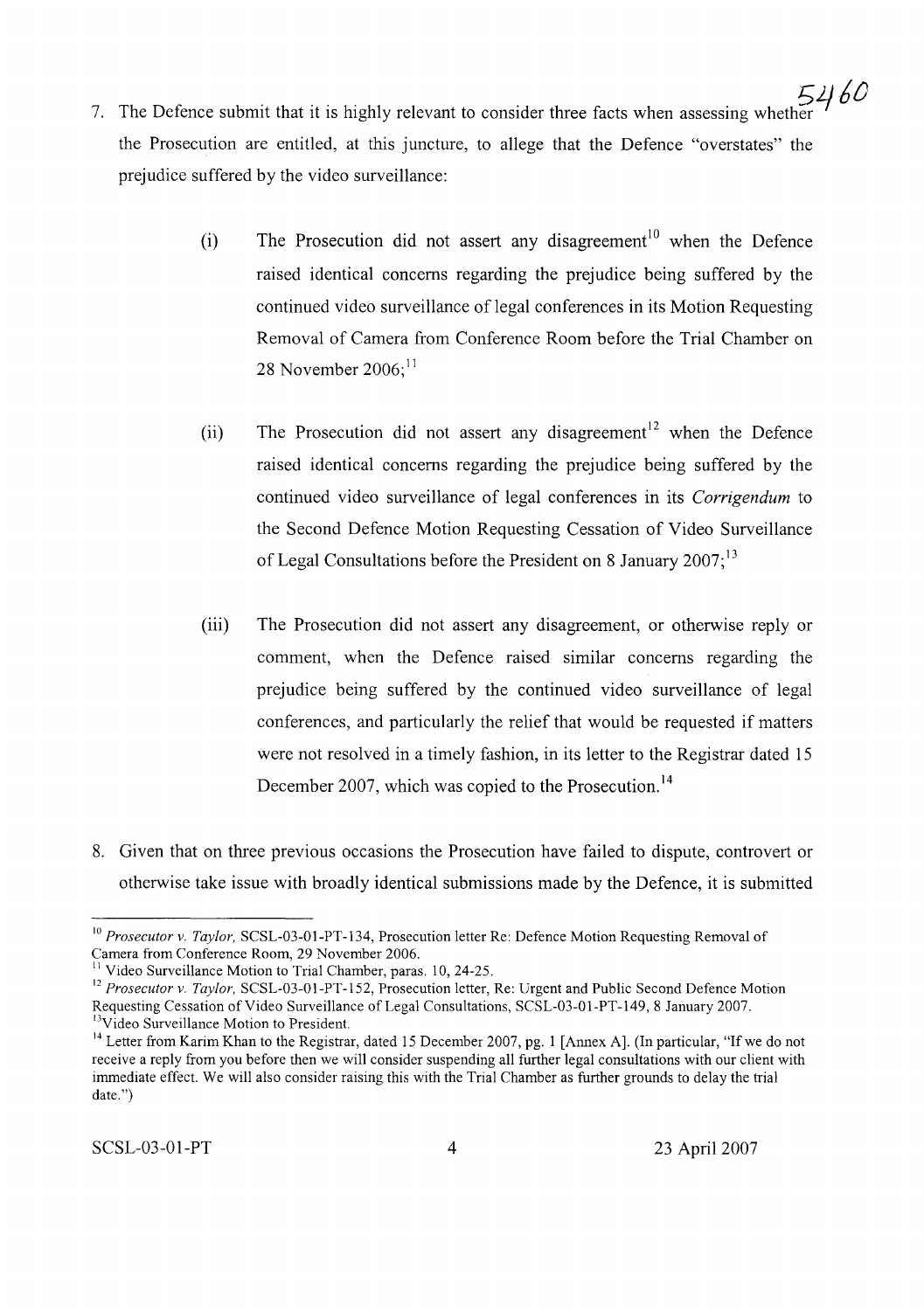7. The Defence submit that it is highly relevant to consider three facts when assessing whether the Prosecution are entitled, at this juncture, to allege that the Defence "overstates" the prejudice suffered by the video surveillance:

   (i) The Prosecution did not assert any disagreement[10] when the Defence raised identical concerns regarding the prejudice being suffered by the continued video surveillance of legal conferences in its Motion Requesting Removal of Camera from Conference Room before the Trial Chamber on 28 November 2006;[11]

   (ii) The Prosecution did not assert any disagreement[12] when the Defence raised identical concerns regarding the prejudice being suffered by the continued video surveillance of legal conferences in its *Corrigendum* to the Second Defence Motion Requesting Cessation of Video Surveillance of Legal Consultations before the President on 8 January 2007;[13]

   (iii) The Prosecution did not assert any disagreement, or otherwise reply or comment, when the Defence raised similar concerns regarding the prejudice being suffered by the continued video surveillance of legal conferences, and particularly the relief that would be requested if matters were not resolved in a timely fashion, in its letter to the Registrar dated 15 December 2007, which was copied to the Prosecution.[14]

8. Given that on three previous occasions the Prosecution have failed to dispute, controvert or otherwise take issue with broadly identical submissions made by the Defence, it is submitted

---

[10] *Prosecutor v. Taylor,* SCSL-03-01-PT-134, Prosecution letter Re: Defence Motion Requesting Removal of Camera from Conference Room, 29 November 2006.

[11] Video Surveillance Motion to Trial Chamber, paras. 10, 24-25.

[12] *Prosecutor v. Taylor,* SCSL-03-01-PT-152, Prosecution letter, Re: Urgent and Public Second Defence Motion Requesting Cessation of Video Surveillance of Legal Consultations, SCSL-03-01-PT-149, 8 January 2007.

[13] Video Surveillance Motion to President.

[14] Letter from Karim Khan to the Registrar, dated 15 December 2007, pg. 1 [Annex A]. (In particular, "If we do not receive a reply from you before then we will consider suspending all further legal consultations with our client with immediate effect. We will also consider raising this with the Trial Chamber as further grounds to delay the trial date.")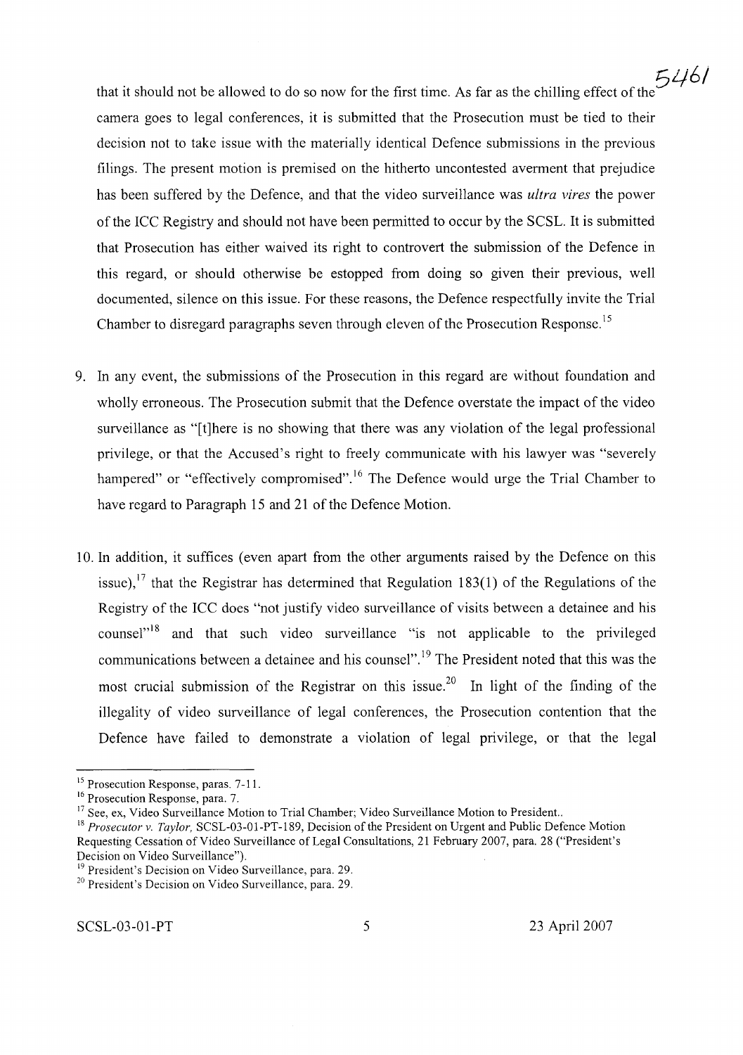that it should not be allowed to do so now for the first time. As far as the chilling effect of the camera goes to legal conferences, it is submitted that the Prosecution must be tied to their decision not to take issue with the materially identical Defence submissions in the previous filings. The present motion is premised on the hitherto uncontested averment that prejudice has been suffered by the Defence, and that the video surveillance was *ultra vires* the power of the ICC Registry and should not have been permitted to occur by the SCSL. It is submitted that Prosecution has either waived its right to controvert the submission of the Defence in this regard, or should otherwise be estopped from doing so given their previous, well documented, silence on this issue. For these reasons, the Defence respectfully invite the Trial Chamber to disregard paragraphs seven through eleven of the Prosecution Response.[15]

9. In any event, the submissions of the Prosecution in this regard are without foundation and wholly erroneous. The Prosecution submit that the Defence overstate the impact of the video surveillance as "[t]here is no showing that there was any violation of the legal professional privilege, or that the Accused's right to freely communicate with his lawyer was "severely hampered" or "effectively compromised".[16] The Defence would urge the Trial Chamber to have regard to Paragraph 15 and 21 of the Defence Motion.

10. In addition, it suffices (even apart from the other arguments raised by the Defence on this issue),[17] that the Registrar has determined that Regulation 183(1) of the Regulations of the Registry of the ICC does "not justify video surveillance of visits between a detainee and his counsel"[18] and that such video surveillance "is not applicable to the privileged communications between a detainee and his counsel".[19] The President noted that this was the most crucial submission of the Registrar on this issue.[20] In light of the finding of the illegality of video surveillance of legal conferences, the Prosecution contention that the Defence have failed to demonstrate a violation of legal privilege, or that the legal

---

[15] Prosecution Response, paras. 7-11.

[16] Prosecution Response, para. 7.

[17] See, ex, Video Surveillance Motion to Trial Chamber; Video Surveillance Motion to President..

[18] *Prosecutor v. Taylor,* SCSL-03-01-PT-189, Decision of the President on Urgent and Public Defence Motion Requesting Cessation of Video Surveillance of Legal Consultations, 21 February 2007, para. 28 ("President's Decision on Video Surveillance").

[19] President's Decision on Video Surveillance, para. 29.

[20] President's Decision on Video Surveillance, para. 29.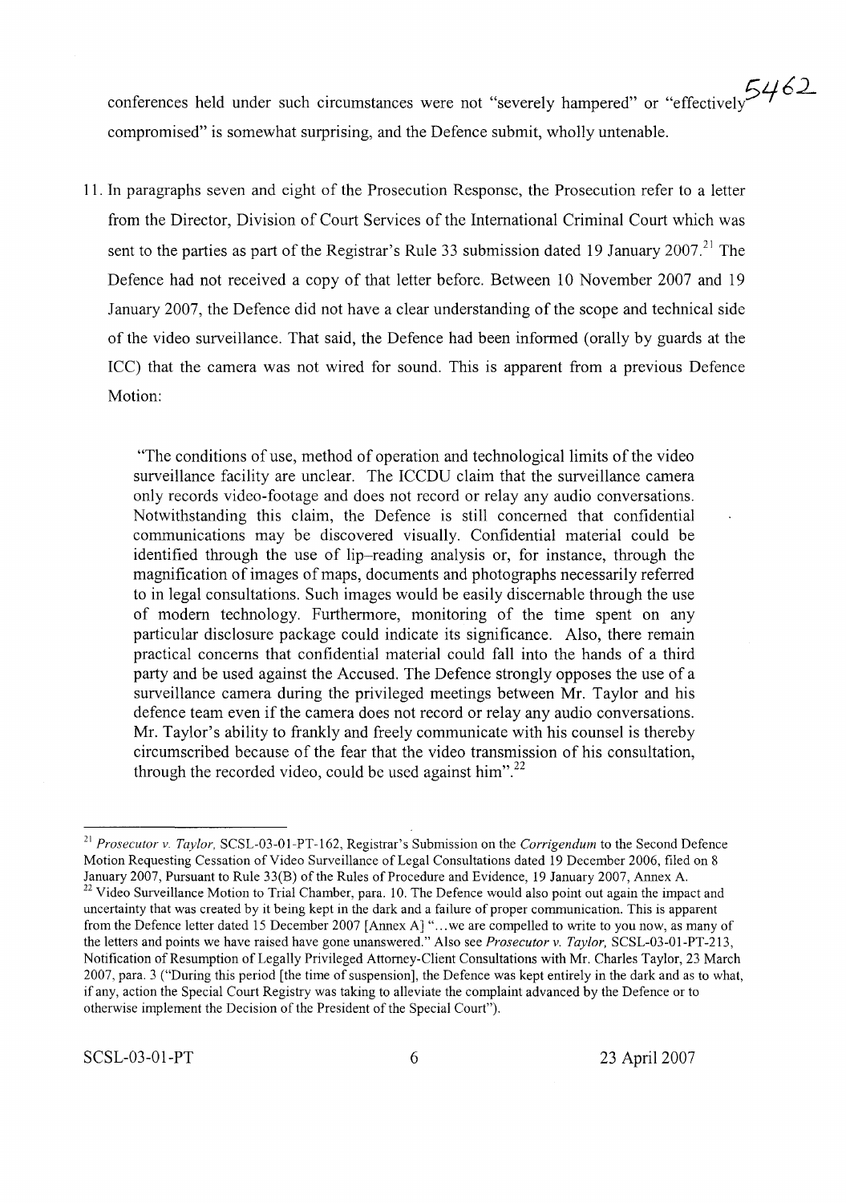conferences held under such circumstances were not "severely hampered" or "effectively compromised" is somewhat surprising, and the Defence submit, wholly untenable.

11. In paragraphs seven and eight of the Prosecution Response, the Prosecution refer to a letter from the Director, Division of Court Services of the International Criminal Court which was sent to the parties as part of the Registrar's Rule 33 submission dated 19 January 2007.[21] The Defence had not received a copy of that letter before. Between 10 November 2007 and 19 January 2007, the Defence did not have a clear understanding of the scope and technical side of the video surveillance. That said, the Defence had been informed (orally by guards at the ICC) that the camera was not wired for sound. This is apparent from a previous Defence Motion:

> "The conditions of use, method of operation and technological limits of the video surveillance facility are unclear. The ICCDU claim that the surveillance camera only records video-footage and does not record or relay any audio conversations. Notwithstanding this claim, the Defence is still concerned that confidential communications may be discovered visually. Confidential material could be identified through the use of lip-reading analysis or, for instance, through the magnification of images of maps, documents and photographs necessarily referred to in legal consultations. Such images would be easily discernable through the use of modern technology. Furthermore, monitoring of the time spent on any particular disclosure package could indicate its significance. Also, there remain practical concerns that confidential material could fall into the hands of a third party and be used against the Accused. The Defence strongly opposes the use of a surveillance camera during the privileged meetings between Mr. Taylor and his defence team even if the camera does not record or relay any audio conversations. Mr. Taylor's ability to frankly and freely communicate with his counsel is thereby circumscribed because of the fear that the video transmission of his consultation, through the recorded video, could be used against him".[22]

---

[21] *Prosecutor v. Taylor*, SCSL-03-01-PT-162, Registrar's Submission on the *Corrigendum* to the Second Defence Motion Requesting Cessation of Video Surveillance of Legal Consultations dated 19 December 2006, filed on 8 January 2007, Pursuant to Rule 33(B) of the Rules of Procedure and Evidence, 19 January 2007, Annex A.

[22] Video Surveillance Motion to Trial Chamber, para. 10. The Defence would also point out again the impact and uncertainty that was created by it being kept in the dark and a failure of proper communication. This is apparent from the Defence letter dated 15 December 2007 [Annex A] "…we are compelled to write to you now, as many of the letters and points we have raised have gone unanswered." Also see *Prosecutor v. Taylor*, SCSL-03-01-PT-213, Notification of Resumption of Legally Privileged Attorney-Client Consultations with Mr. Charles Taylor, 23 March 2007, para. 3 ("During this period [the time of suspension], the Defence was kept entirely in the dark and as to what, if any, action the Special Court Registry was taking to alleviate the complaint advanced by the Defence or to otherwise implement the Decision of the President of the Special Court").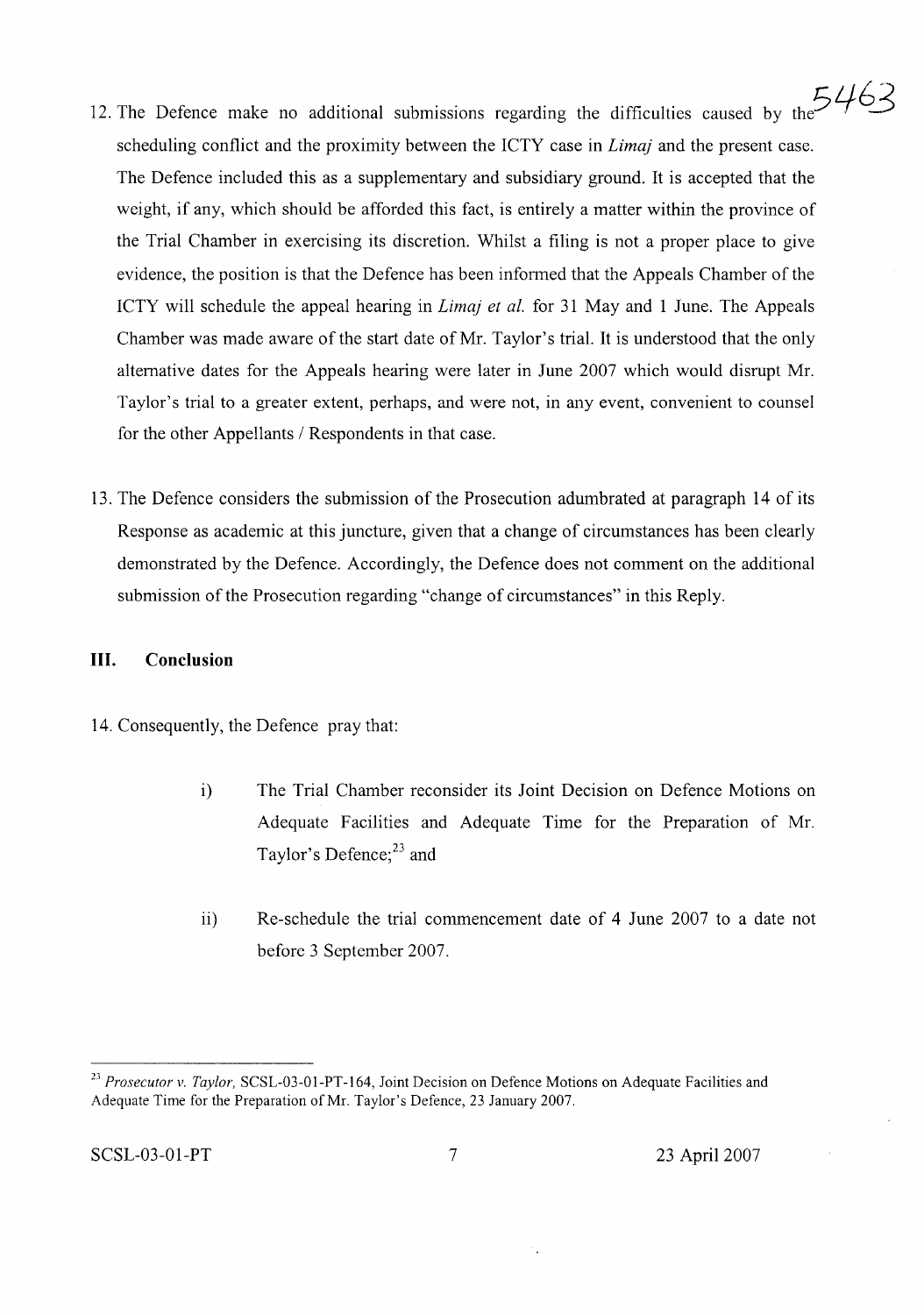12. The Defence make no additional submissions regarding the difficulties caused by the scheduling conflict and the proximity between the ICTY case in *Limaj* and the present case. The Defence included this as a supplementary and subsidiary ground. It is accepted that the weight, if any, which should be afforded this fact, is entirely a matter within the province of the Trial Chamber in exercising its discretion. Whilst a filing is not a proper place to give evidence, the position is that the Defence has been informed that the Appeals Chamber of the ICTY will schedule the appeal hearing in *Limaj et al.* for 31 May and 1 June. The Appeals Chamber was made aware of the start date of Mr. Taylor's trial. It is understood that the only alternative dates for the Appeals hearing were later in June 2007 which would disrupt Mr. Taylor's trial to a greater extent, perhaps, and were not, in any event, convenient to counsel for the other Appellants / Respondents in that case.

13. The Defence considers the submission of the Prosecution adumbrated at paragraph 14 of its Response as academic at this juncture, given that a change of circumstances has been clearly demonstrated by the Defence. Accordingly, the Defence does not comment on the additional submission of the Prosecution regarding "change of circumstances" in this Reply.

## III. Conclusion

14. Consequently, the Defence pray that:

    i) The Trial Chamber reconsider its Joint Decision on Defence Motions on Adequate Facilities and Adequate Time for the Preparation of Mr. Taylor's Defence;[23] and

    ii) Re-schedule the trial commencement date of 4 June 2007 to a date not before 3 September 2007.

---

[23] *Prosecutor v. Taylor,* SCSL-03-01-PT-164, Joint Decision on Defence Motions on Adequate Facilities and Adequate Time for the Preparation of Mr. Taylor's Defence, 23 January 2007.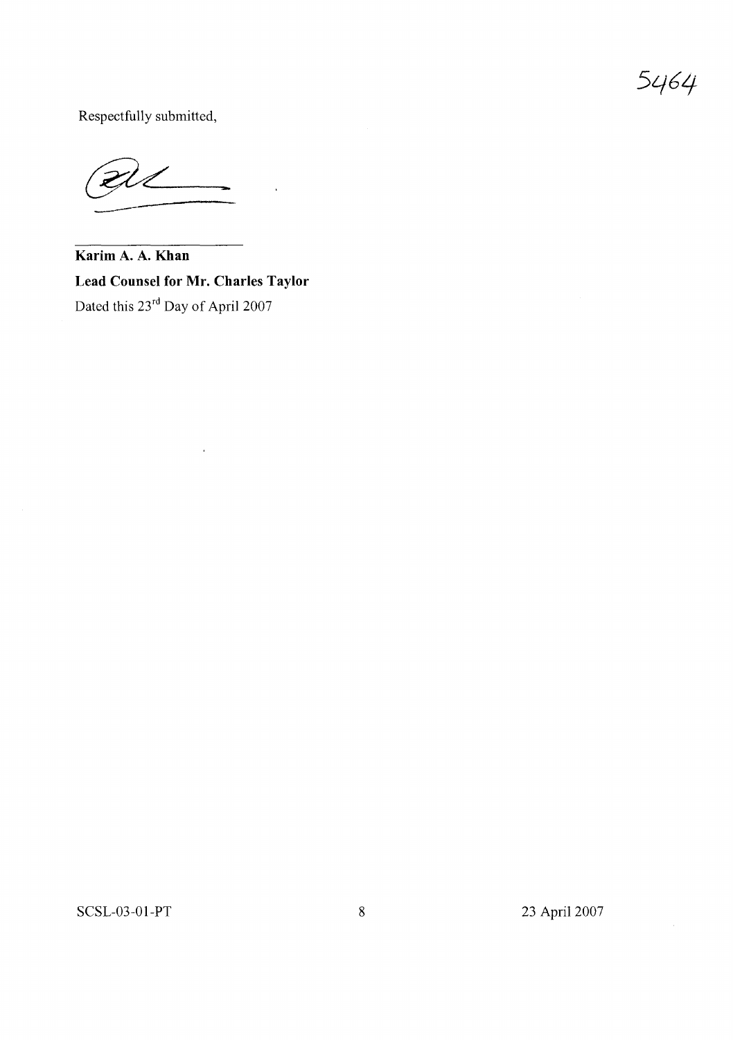Respectfully submitted,

**Karim A. A. Khan**
**Lead Counsel for Mr. Charles Taylor**
Dated this 23rd Day of April 2007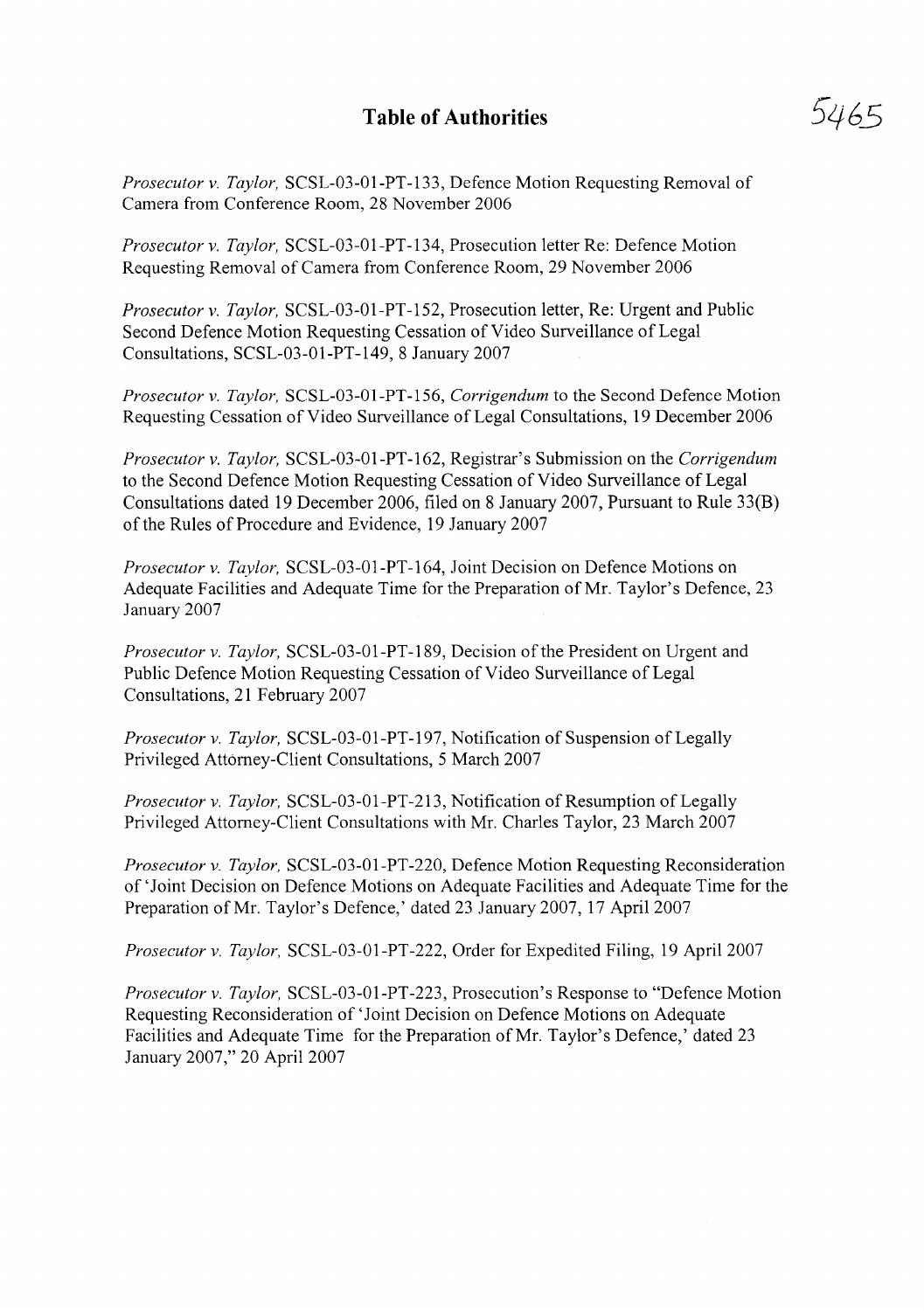# Table of Authorities

*Prosecutor v. Taylor,* SCSL-03-01-PT-133, Defence Motion Requesting Removal of Camera from Conference Room, 28 November 2006

*Prosecutor v. Taylor,* SCSL-03-01-PT-134, Prosecution letter Re: Defence Motion Requesting Removal of Camera from Conference Room, 29 November 2006

*Prosecutor v. Taylor,* SCSL-03-01-PT-152, Prosecution letter, Re: Urgent and Public Second Defence Motion Requesting Cessation of Video Surveillance of Legal Consultations, SCSL-03-01-PT-149, 8 January 2007

*Prosecutor v. Taylor,* SCSL-03-01-PT-156, *Corrigendum* to the Second Defence Motion Requesting Cessation of Video Surveillance of Legal Consultations, 19 December 2006

*Prosecutor v. Taylor,* SCSL-03-01-PT-162, Registrar's Submission on the *Corrigendum* to the Second Defence Motion Requesting Cessation of Video Surveillance of Legal Consultations dated 19 December 2006, filed on 8 January 2007, Pursuant to Rule 33(B) of the Rules of Procedure and Evidence, 19 January 2007

*Prosecutor v. Taylor,* SCSL-03-01-PT-164, Joint Decision on Defence Motions on Adequate Facilities and Adequate Time for the Preparation of Mr. Taylor's Defence, 23 January 2007

*Prosecutor v. Taylor,* SCSL-03-01-PT-189, Decision of the President on Urgent and Public Defence Motion Requesting Cessation of Video Surveillance of Legal Consultations, 21 February 2007

*Prosecutor v. Taylor,* SCSL-03-01-PT-197, Notification of Suspension of Legally Privileged Attorney-Client Consultations, 5 March 2007

*Prosecutor v. Taylor,* SCSL-03-01-PT-213, Notification of Resumption of Legally Privileged Attorney-Client Consultations with Mr. Charles Taylor, 23 March 2007

*Prosecutor v. Taylor,* SCSL-03-01-PT-220, Defence Motion Requesting Reconsideration of 'Joint Decision on Defence Motions on Adequate Facilities and Adequate Time for the Preparation of Mr. Taylor's Defence,' dated 23 January 2007, 17 April 2007

*Prosecutor v. Taylor,* SCSL-03-01-PT-222, Order for Expedited Filing, 19 April 2007

*Prosecutor v. Taylor,* SCSL-03-01-PT-223, Prosecution's Response to "Defence Motion Requesting Reconsideration of 'Joint Decision on Defence Motions on Adequate Facilities and Adequate Time for the Preparation of Mr. Taylor's Defence,' dated 23 January 2007," 20 April 2007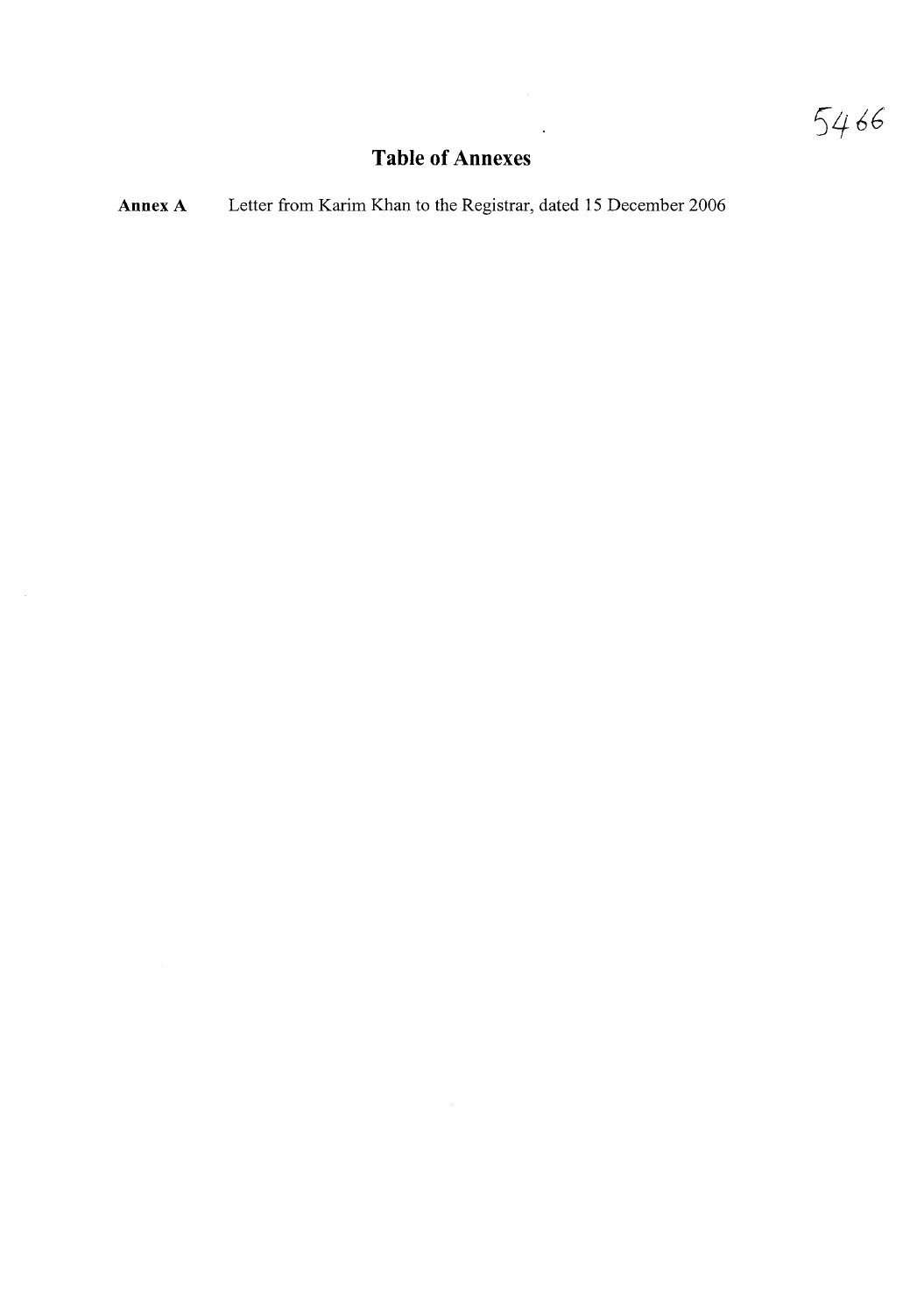# Table of Annexes

**Annex A** Letter from Karim Khan to the Registrar, dated 15 December 2006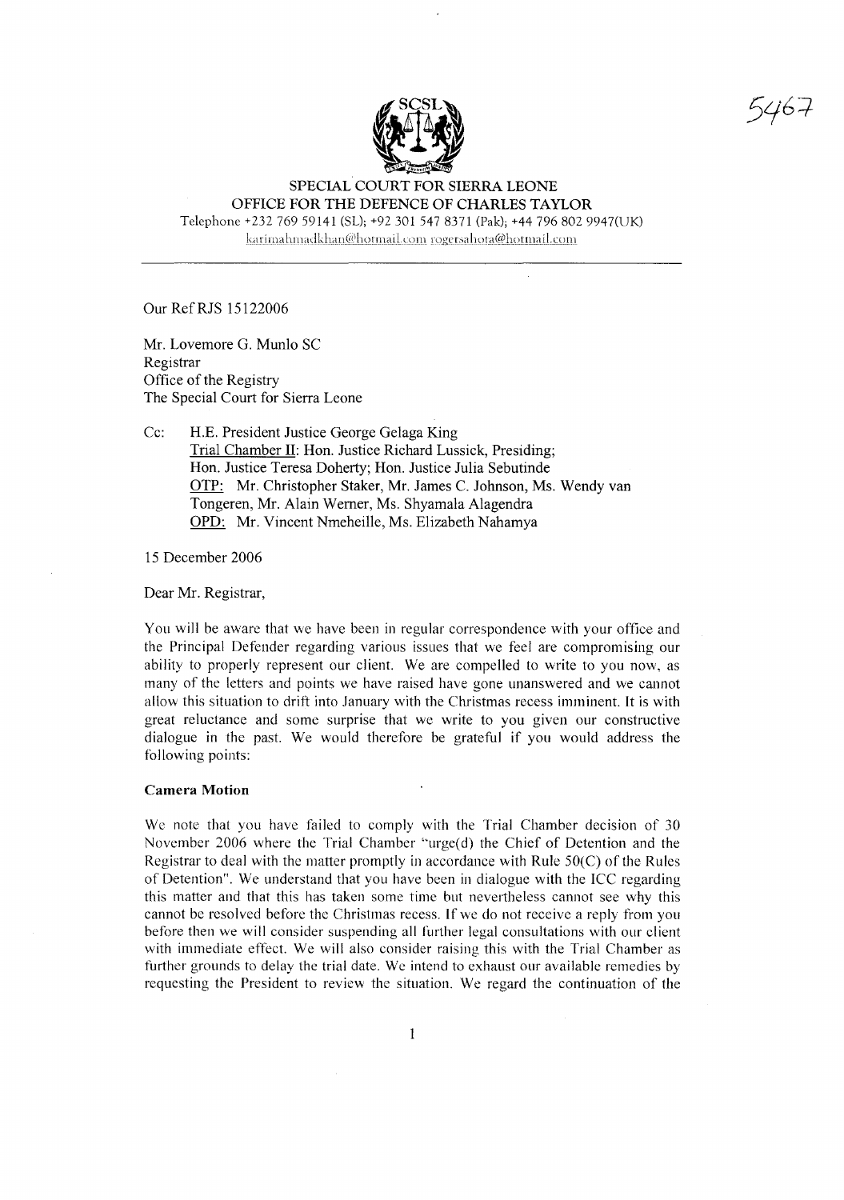SPECIAL COURT FOR SIERRA LEONE
OFFICE FOR THE DEFENCE OF CHARLES TAYLOR
Telephone +232 769 59141 (SL); +92 301 547 8371 (Pak); +44 796 802 9947(UK)
karimahmadkhan@hotmail.com rogersahota@hotmail.com

---

Our Ref RJS 15122006

Mr. Lovemore G. Munlo SC
Registrar
Office of the Registry
The Special Court for Sierra Leone

Cc: H.E. President Justice George Gelaga King
Trial Chamber II: Hon. Justice Richard Lussick, Presiding;
Hon. Justice Teresa Doherty; Hon. Justice Julia Sebutinde
OTP: Mr. Christopher Staker, Mr. James C. Johnson, Ms. Wendy van Tongeren, Mr. Alain Werner, Ms. Shyamala Alagendra
OPD: Mr. Vincent Nmeheille, Ms. Elizabeth Nahamya

15 December 2006

Dear Mr. Registrar,

You will be aware that we have been in regular correspondence with your office and the Principal Defender regarding various issues that we feel are compromising our ability to properly represent our client. We are compelled to write to you now, as many of the letters and points we have raised have gone unanswered and we cannot allow this situation to drift into January with the Christmas recess imminent. It is with great reluctance and some surprise that we write to you given our constructive dialogue in the past. We would therefore be grateful if you would address the following points:

**Camera Motion**

We note that you have failed to comply with the Trial Chamber decision of 30 November 2006 where the Trial Chamber "urge(d) the Chief of Detention and the Registrar to deal with the matter promptly in accordance with Rule 50(C) of the Rules of Detention". We understand that you have been in dialogue with the ICC regarding this matter and that this has taken some time but nevertheless cannot see why this cannot be resolved before the Christmas recess. If we do not receive a reply from you before then we will consider suspending all further legal consultations with our client with immediate effect. We will also consider raising this with the Trial Chamber as further grounds to delay the trial date. We intend to exhaust our available remedies by requesting the President to review the situation. We regard the continuation of the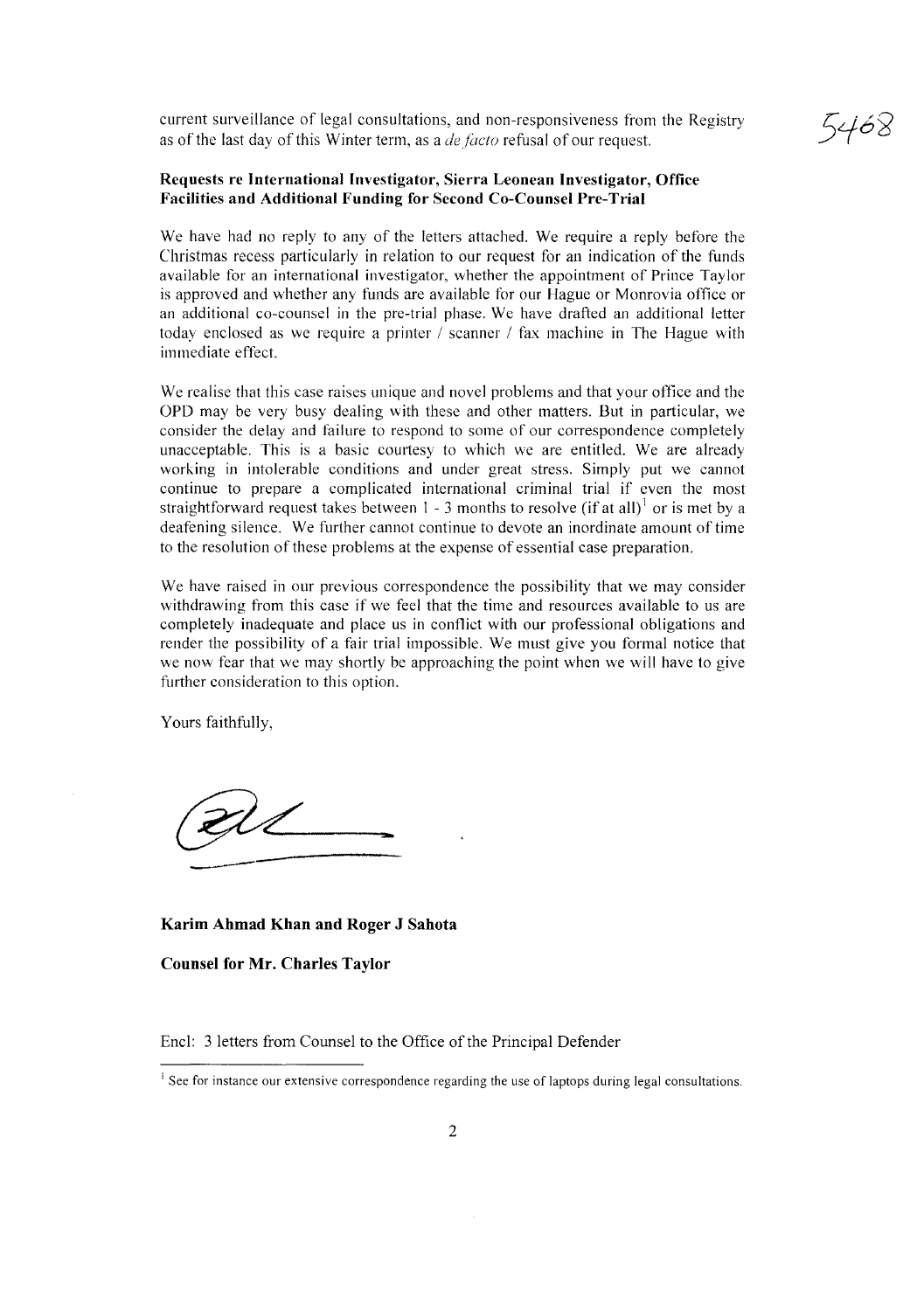current surveillance of legal consultations, and non-responsiveness from the Registry as of the last day of this Winter term, as a *de facto* refusal of our request.

**Requests re International Investigator, Sierra Leonean Investigator, Office Facilities and Additional Funding for Second Co-Counsel Pre-Trial**

We have had no reply to any of the letters attached. We require a reply before the Christmas recess particularly in relation to our request for an indication of the funds available for an international investigator, whether the appointment of Prince Taylor is approved and whether any funds are available for our Hague or Monrovia office or an additional co-counsel in the pre-trial phase. We have drafted an additional letter today enclosed as we require a printer / scanner / fax machine in The Hague with immediate effect.

We realise that this case raises unique and novel problems and that your office and the OPD may be very busy dealing with these and other matters. But in particular, we consider the delay and failure to respond to some of our correspondence completely unacceptable. This is a basic courtesy to which we are entitled. We are already working in intolerable conditions and under great stress. Simply put we cannot continue to prepare a complicated international criminal trial if even the most straightforward request takes between 1 - 3 months to resolve (if at all)[1] or is met by a deafening silence. We further cannot continue to devote an inordinate amount of time to the resolution of these problems at the expense of essential case preparation.

We have raised in our previous correspondence the possibility that we may consider withdrawing from this case if we feel that the time and resources available to us are completely inadequate and place us in conflict with our professional obligations and render the possibility of a fair trial impossible. We must give you formal notice that we now fear that we may shortly be approaching the point when we will have to give further consideration to this option.

Yours faithfully,

**Karim Ahmad Khan and Roger J Sahota**

**Counsel for Mr. Charles Taylor**

Encl: 3 letters from Counsel to the Office of the Principal Defender

---

[1] See for instance our extensive correspondence regarding the use of laptops during legal consultations.